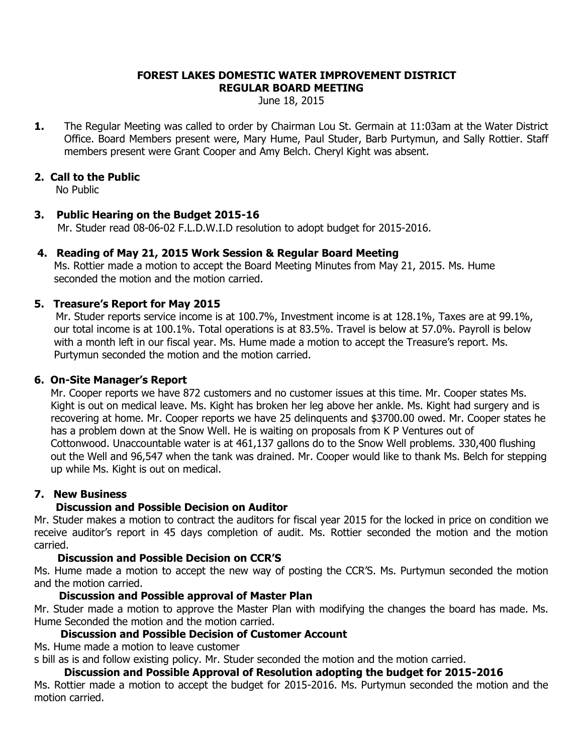# FOREST LAKES DOMESTIC WATER IMPROVEMENT DISTRICT
## REGULAR BOARD MEETING

June 18, 2015

**1.** The Regular Meeting was called to order by Chairman Lou St. Germain at 11:03am at the Water District Office. Board Members present were, Mary Hume, Paul Studer, Barb Purtymun, and Sally Rottier. Staff members present were Grant Cooper and Amy Belch. Cheryl Kight was absent.

**2. Call to the Public**

No Public

**3. Public Hearing on the Budget 2015-16**

Mr. Studer read 08-06-02 F.L.D.W.I.D resolution to adopt budget for 2015-2016.

**4. Reading of May 21, 2015 Work Session & Regular Board Meeting**

Ms. Rottier made a motion to accept the Board Meeting Minutes from May 21, 2015. Ms. Hume seconded the motion and the motion carried.

**5. Treasure's Report for May 2015**

Mr. Studer reports service income is at 100.7%, Investment income is at 128.1%, Taxes are at 99.1%, our total income is at 100.1%. Total operations is at 83.5%. Travel is below at 57.0%. Payroll is below with a month left in our fiscal year. Ms. Hume made a motion to accept the Treasure's report. Ms. Purtymun seconded the motion and the motion carried.

**6. On-Site Manager's Report**

Mr. Cooper reports we have 872 customers and no customer issues at this time. Mr. Cooper states Ms. Kight is out on medical leave. Ms. Kight has broken her leg above her ankle. Ms. Kight had surgery and is recovering at home. Mr. Cooper reports we have 25 delinquents and $3700.00 owed. Mr. Cooper states he has a problem down at the Snow Well. He is waiting on proposals from K P Ventures out of Cottonwood. Unaccountable water is at 461,137 gallons do to the Snow Well problems. 330,400 flushing out the Well and 96,547 when the tank was drained. Mr. Cooper would like to thank Ms. Belch for stepping up while Ms. Kight is out on medical.

**7. New Business**

**Discussion and Possible Decision on Auditor**

Mr. Studer makes a motion to contract the auditors for fiscal year 2015 for the locked in price on condition we receive auditor's report in 45 days completion of audit. Ms. Rottier seconded the motion and the motion carried.

**Discussion and Possible Decision on CCR'S**

Ms. Hume made a motion to accept the new way of posting the CCR'S. Ms. Purtymun seconded the motion and the motion carried.

**Discussion and Possible approval of Master Plan**

Mr. Studer made a motion to approve the Master Plan with modifying the changes the board has made. Ms. Hume Seconded the motion and the motion carried.

**Discussion and Possible Decision of Customer Account**

Ms. Hume made a motion to leave customer
s bill as is and follow existing policy. Mr. Studer seconded the motion and the motion carried.

**Discussion and Possible Approval of Resolution adopting the budget for 2015-2016**

Ms. Rottier made a motion to accept the budget for 2015-2016. Ms. Purtymun seconded the motion and the motion carried.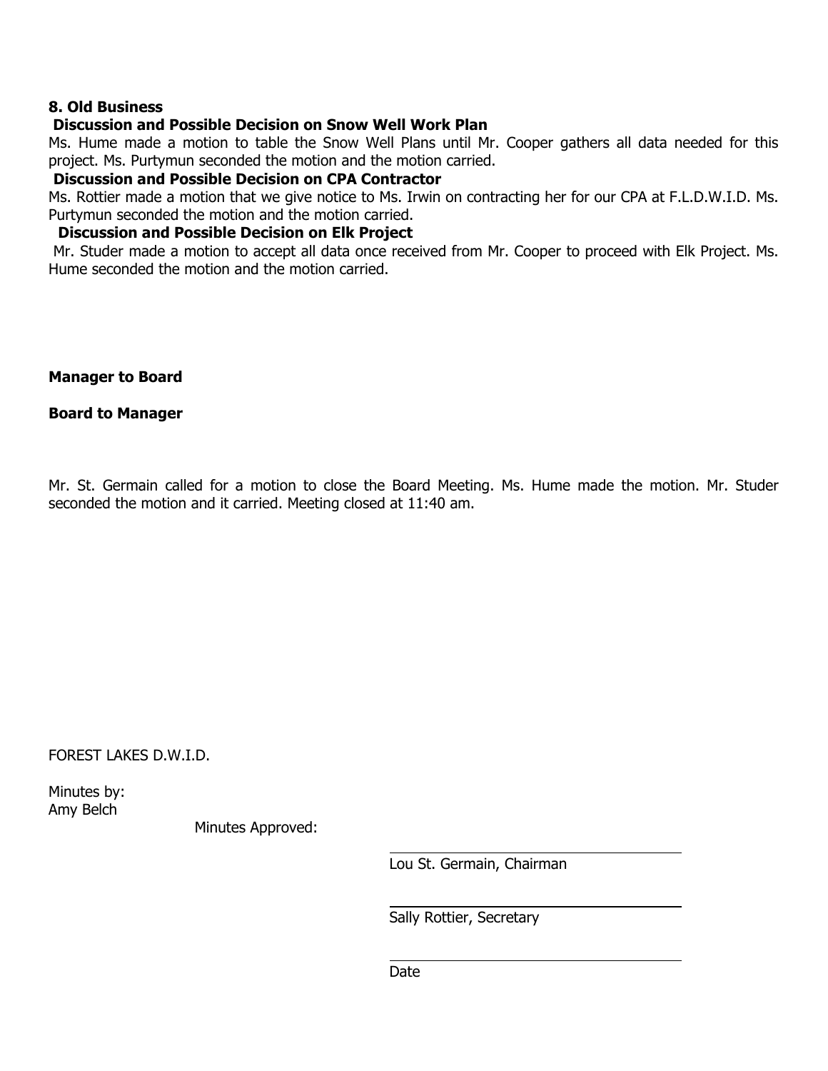## 8. Old Business

**Discussion and Possible Decision on Snow Well Work Plan**

Ms. Hume made a motion to table the Snow Well Plans until Mr. Cooper gathers all data needed for this project. Ms. Purtymun seconded the motion and the motion carried.

**Discussion and Possible Decision on CPA Contractor**

Ms. Rottier made a motion that we give notice to Ms. Irwin on contracting her for our CPA at F.L.D.W.I.D. Ms. Purtymun seconded the motion and the motion carried.

**Discussion and Possible Decision on Elk Project**

Mr. Studer made a motion to accept all data once received from Mr. Cooper to proceed with Elk Project. Ms. Hume seconded the motion and the motion carried.

**Manager to Board**

**Board to Manager**

Mr. St. Germain called for a motion to close the Board Meeting. Ms. Hume made the motion. Mr. Studer seconded the motion and it carried. Meeting closed at 11:40 am.

FOREST LAKES D.W.I.D.

Minutes by:
Amy Belch

Minutes Approved:

Lou St. Germain, Chairman

Sally Rottier, Secretary

Date